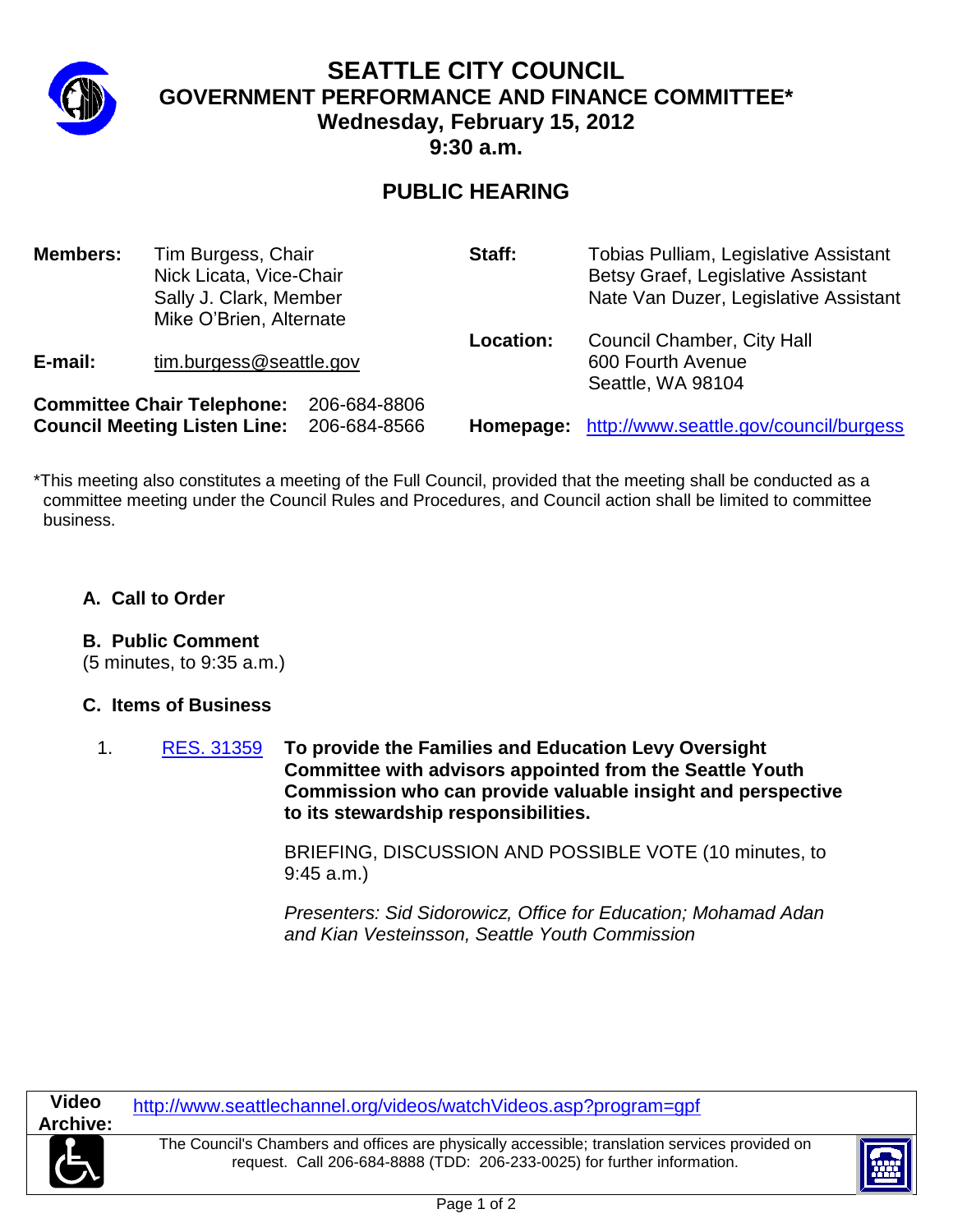# SEATTLE CITY COUNCIL
## GOVERNMENT PERFORMANCE AND FINANCE COMMITTEE*
### Wednesday, February 15, 2012
### 9:30 a.m.

## PUBLIC HEARING

**Members:** Tim Burgess, Chair
Nick Licata, Vice-Chair
Sally J. Clark, Member
Mike O'Brien, Alternate

**E-mail:** tim.burgess@seattle.gov

**Committee Chair Telephone:** 206-684-8806
**Council Meeting Listen Line:** 206-684-8566

**Staff:** Tobias Pulliam, Legislative Assistant
Betsy Graef, Legislative Assistant
Nate Van Duzer, Legislative Assistant

**Location:** Council Chamber, City Hall
600 Fourth Avenue
Seattle, WA 98104

**Homepage:** http://www.seattle.gov/council/burgess

*This meeting also constitutes a meeting of the Full Council, provided that the meeting shall be conducted as a committee meeting under the Council Rules and Procedures, and Council action shall be limited to committee business.

**A. Call to Order**

**B. Public Comment**
(5 minutes, to 9:35 a.m.)

**C. Items of Business**

1. RES. 31359 **To provide the Families and Education Levy Oversight Committee with advisors appointed from the Seattle Youth Commission who can provide valuable insight and perspective to its stewardship responsibilities.**

   BRIEFING, DISCUSSION AND POSSIBLE VOTE (10 minutes, to 9:45 a.m.)

   *Presenters: Sid Sidorowicz, Office for Education; Mohamad Adan and Kian Vesteinsson, Seattle Youth Commission*

**Video Archive:** http://www.seattlechannel.org/videos/watchVideos.asp?program=gpf

The Council's Chambers and offices are physically accessible; translation services provided on request. Call 206-684-8888 (TDD: 206-233-0025) for further information.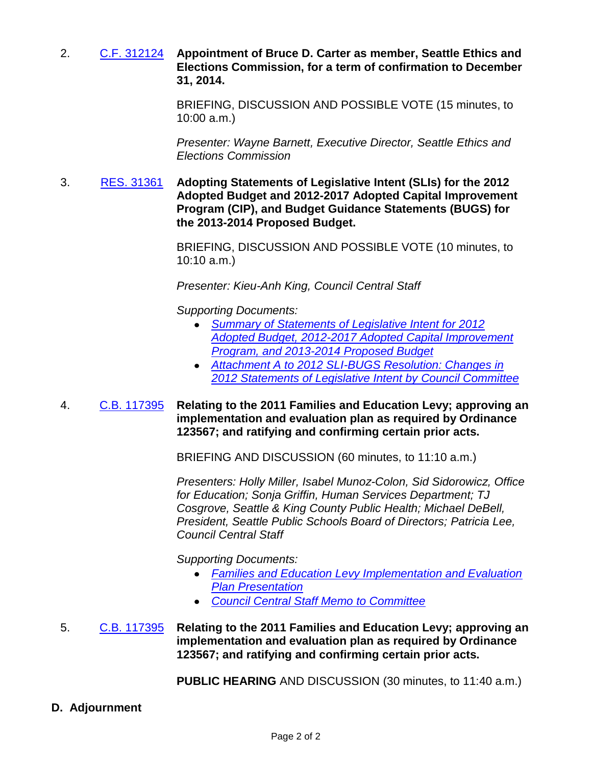2. C.F. 312124 **Appointment of Bruce D. Carter as member, Seattle Ethics and Elections Commission, for a term of confirmation to December 31, 2014.**

   BRIEFING, DISCUSSION AND POSSIBLE VOTE (15 minutes, to 10:00 a.m.)

   *Presenter: Wayne Barnett, Executive Director, Seattle Ethics and Elections Commission*

3. RES. 31361 **Adopting Statements of Legislative Intent (SLIs) for the 2012 Adopted Budget and 2012-2017 Adopted Capital Improvement Program (CIP), and Budget Guidance Statements (BUGS) for the 2013-2014 Proposed Budget.**

   BRIEFING, DISCUSSION AND POSSIBLE VOTE (10 minutes, to 10:10 a.m.)

   *Presenter: Kieu-Anh King, Council Central Staff*

   *Supporting Documents:*
   - *Summary of Statements of Legislative Intent for 2012 Adopted Budget, 2012-2017 Adopted Capital Improvement Program, and 2013-2014 Proposed Budget*
   - *Attachment A to 2012 SLI-BUGS Resolution: Changes in 2012 Statements of Legislative Intent by Council Committee*

4. C.B. 117395 **Relating to the 2011 Families and Education Levy; approving an implementation and evaluation plan as required by Ordinance 123567; and ratifying and confirming certain prior acts.**

   BRIEFING AND DISCUSSION (60 minutes, to 11:10 a.m.)

   *Presenters: Holly Miller, Isabel Munoz-Colon, Sid Sidorowicz, Office for Education; Sonja Griffin, Human Services Department; TJ Cosgrove, Seattle & King County Public Health; Michael DeBell, President, Seattle Public Schools Board of Directors; Patricia Lee, Council Central Staff*

   *Supporting Documents:*
   - *Families and Education Levy Implementation and Evaluation Plan Presentation*
   - *Council Central Staff Memo to Committee*

5. C.B. 117395 **Relating to the 2011 Families and Education Levy; approving an implementation and evaluation plan as required by Ordinance 123567; and ratifying and confirming certain prior acts.**

   **PUBLIC HEARING** AND DISCUSSION (30 minutes, to 11:40 a.m.)

**D. Adjournment**